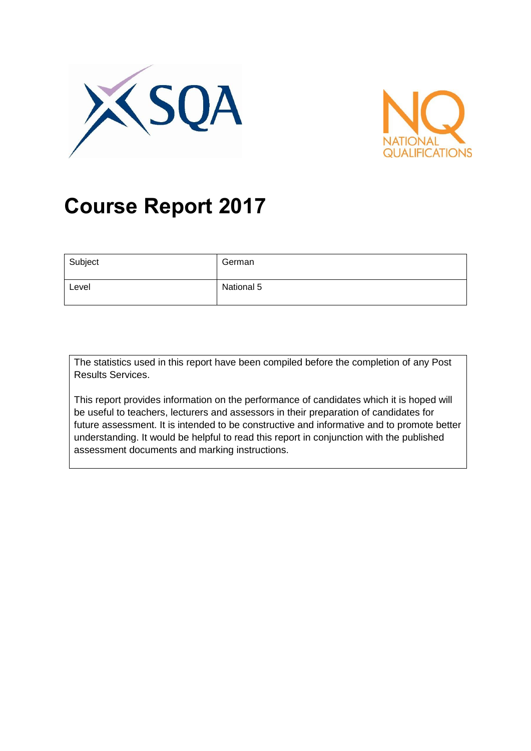# Course Report 2017

| Subject | German |
|---|---|
| Level | National 5 |

The statistics used in this report have been compiled before the completion of any Post Results Services.

This report provides information on the performance of candidates which it is hoped will be useful to teachers, lecturers and assessors in their preparation of candidates for future assessment. It is intended to be constructive and informative and to promote better understanding. It would be helpful to read this report in conjunction with the published assessment documents and marking instructions.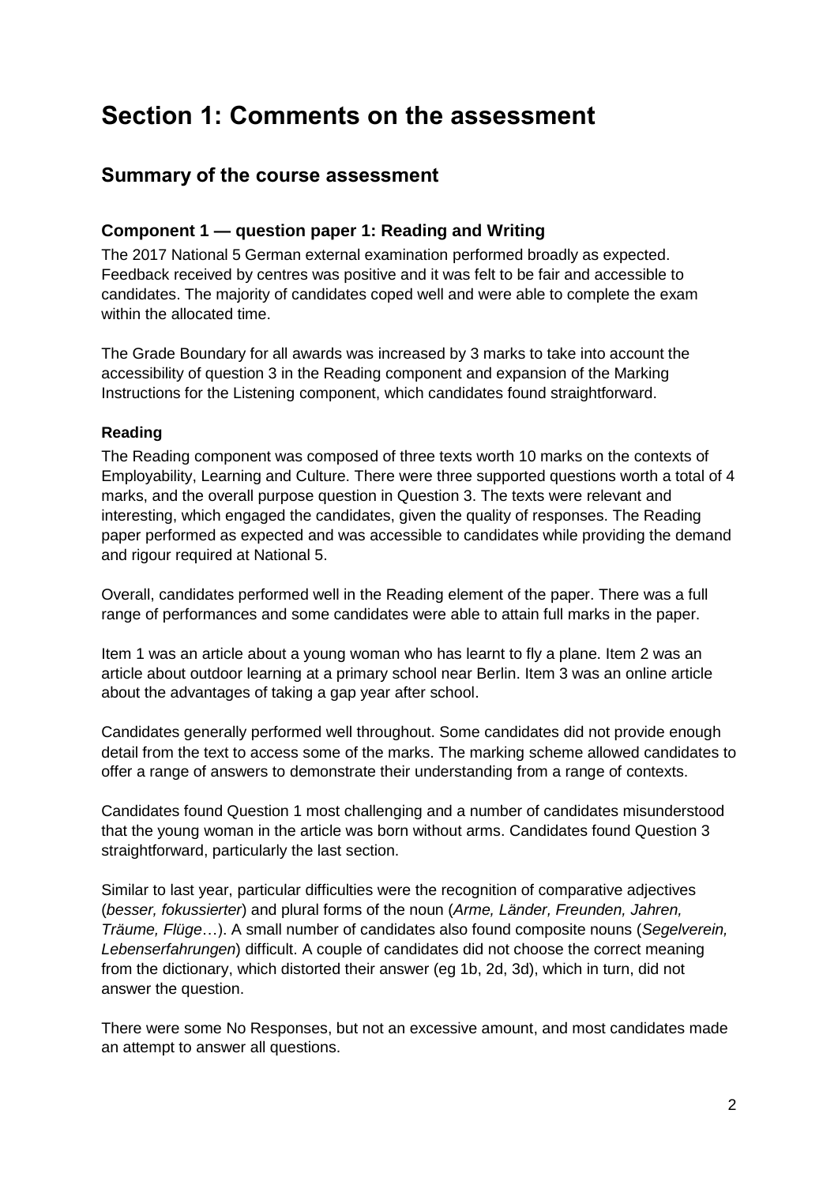# Section 1: Comments on the assessment

## Summary of the course assessment

### Component 1 — question paper 1: Reading and Writing

The 2017 National 5 German external examination performed broadly as expected. Feedback received by centres was positive and it was felt to be fair and accessible to candidates. The majority of candidates coped well and were able to complete the exam within the allocated time.

The Grade Boundary for all awards was increased by 3 marks to take into account the accessibility of question 3 in the Reading component and expansion of the Marking Instructions for the Listening component, which candidates found straightforward.

#### Reading

The Reading component was composed of three texts worth 10 marks on the contexts of Employability, Learning and Culture. There were three supported questions worth a total of 4 marks, and the overall purpose question in Question 3. The texts were relevant and interesting, which engaged the candidates, given the quality of responses. The Reading paper performed as expected and was accessible to candidates while providing the demand and rigour required at National 5.

Overall, candidates performed well in the Reading element of the paper. There was a full range of performances and some candidates were able to attain full marks in the paper.

Item 1 was an article about a young woman who has learnt to fly a plane. Item 2 was an article about outdoor learning at a primary school near Berlin. Item 3 was an online article about the advantages of taking a gap year after school.

Candidates generally performed well throughout. Some candidates did not provide enough detail from the text to access some of the marks. The marking scheme allowed candidates to offer a range of answers to demonstrate their understanding from a range of contexts.

Candidates found Question 1 most challenging and a number of candidates misunderstood that the young woman in the article was born without arms. Candidates found Question 3 straightforward, particularly the last section.

Similar to last year, particular difficulties were the recognition of comparative adjectives (*besser, fokussierter*) and plural forms of the noun (*Arme, Länder, Freunden, Jahren, Träume, Flüge*…). A small number of candidates also found composite nouns (*Segelverein, Lebenserfahrungen*) difficult. A couple of candidates did not choose the correct meaning from the dictionary, which distorted their answer (eg 1b, 2d, 3d), which in turn, did not answer the question.

There were some No Responses, but not an excessive amount, and most candidates made an attempt to answer all questions.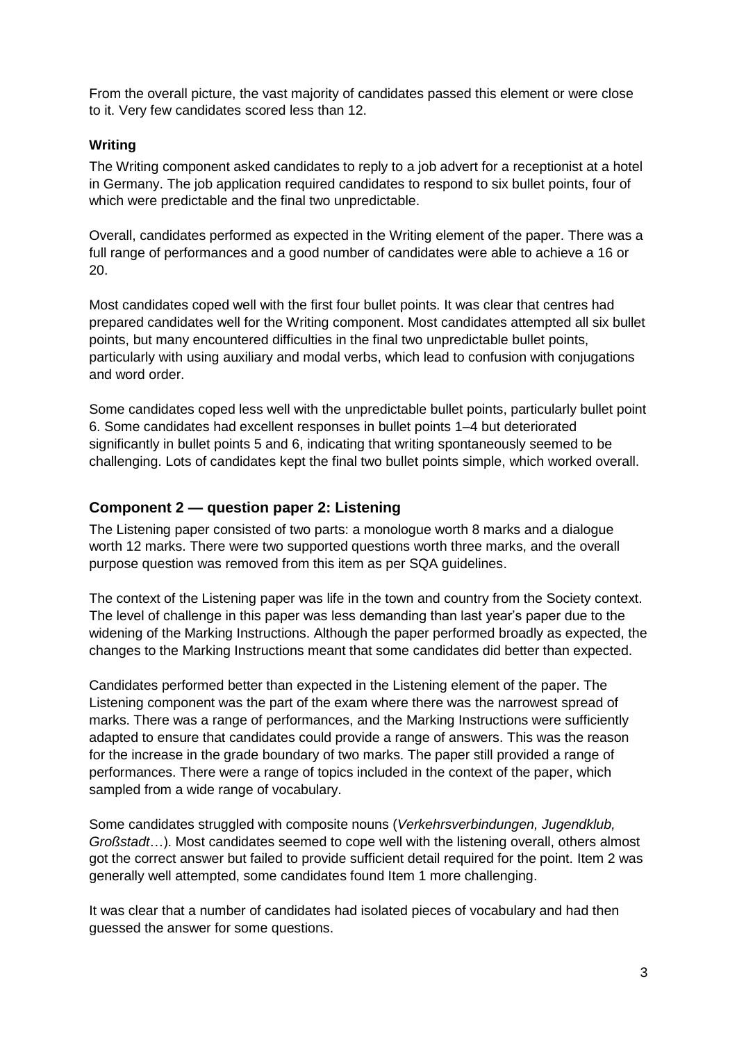From the overall picture, the vast majority of candidates passed this element or were close to it. Very few candidates scored less than 12.

### Writing

The Writing component asked candidates to reply to a job advert for a receptionist at a hotel in Germany. The job application required candidates to respond to six bullet points, four of which were predictable and the final two unpredictable.

Overall, candidates performed as expected in the Writing element of the paper. There was a full range of performances and a good number of candidates were able to achieve a 16 or 20.

Most candidates coped well with the first four bullet points. It was clear that centres had prepared candidates well for the Writing component. Most candidates attempted all six bullet points, but many encountered difficulties in the final two unpredictable bullet points, particularly with using auxiliary and modal verbs, which lead to confusion with conjugations and word order.

Some candidates coped less well with the unpredictable bullet points, particularly bullet point 6. Some candidates had excellent responses in bullet points 1–4 but deteriorated significantly in bullet points 5 and 6, indicating that writing spontaneously seemed to be challenging. Lots of candidates kept the final two bullet points simple, which worked overall.

## Component 2 — question paper 2: Listening

The Listening paper consisted of two parts: a monologue worth 8 marks and a dialogue worth 12 marks. There were two supported questions worth three marks, and the overall purpose question was removed from this item as per SQA guidelines.

The context of the Listening paper was life in the town and country from the Society context. The level of challenge in this paper was less demanding than last year's paper due to the widening of the Marking Instructions. Although the paper performed broadly as expected, the changes to the Marking Instructions meant that some candidates did better than expected.

Candidates performed better than expected in the Listening element of the paper. The Listening component was the part of the exam where there was the narrowest spread of marks. There was a range of performances, and the Marking Instructions were sufficiently adapted to ensure that candidates could provide a range of answers. This was the reason for the increase in the grade boundary of two marks. The paper still provided a range of performances. There were a range of topics included in the context of the paper, which sampled from a wide range of vocabulary.

Some candidates struggled with composite nouns (*Verkehrsverbindungen, Jugendklub, Großstadt*…). Most candidates seemed to cope well with the listening overall, others almost got the correct answer but failed to provide sufficient detail required for the point. Item 2 was generally well attempted, some candidates found Item 1 more challenging.

It was clear that a number of candidates had isolated pieces of vocabulary and had then guessed the answer for some questions.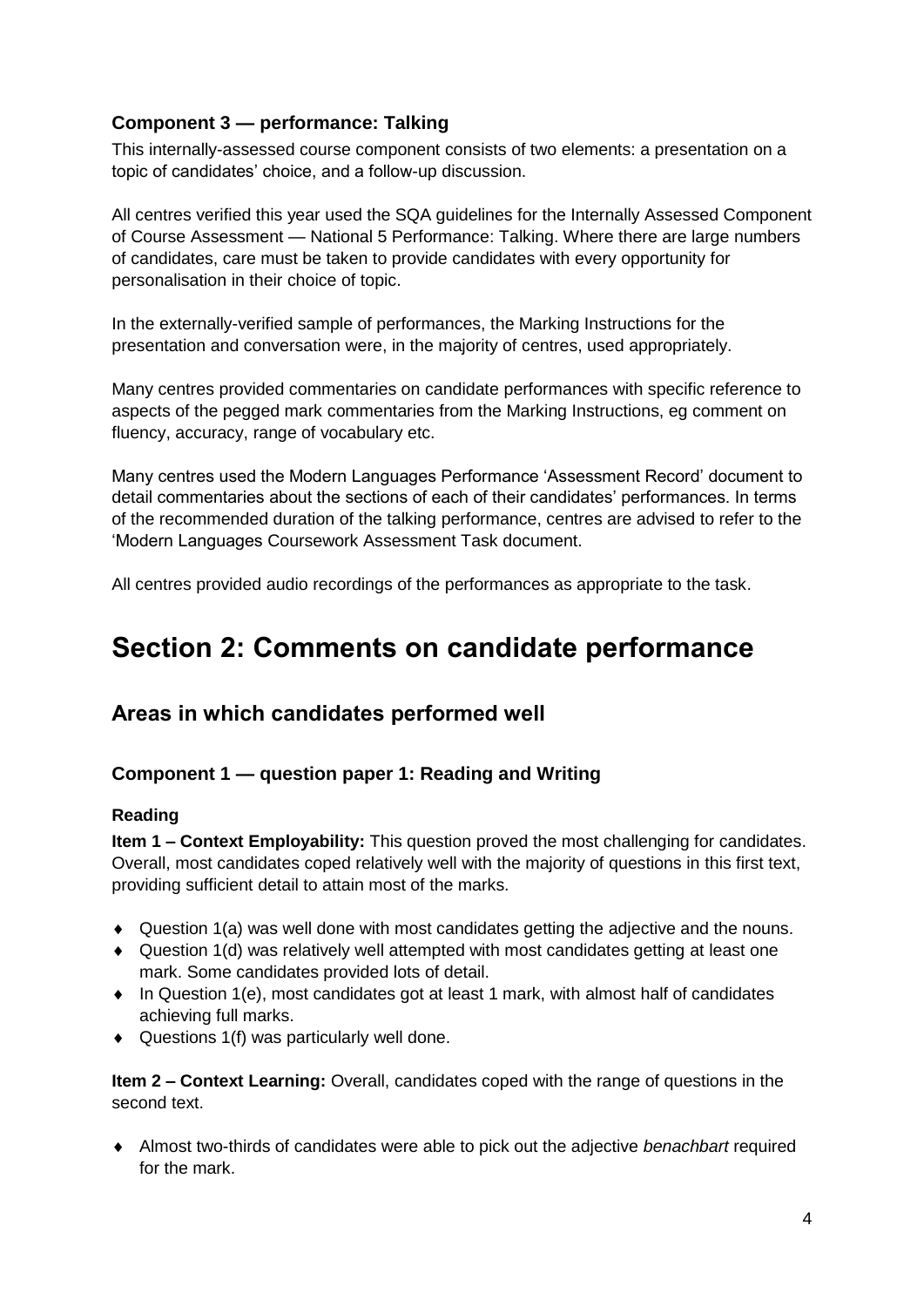### Component 3 — performance: Talking

This internally-assessed course component consists of two elements: a presentation on a topic of candidates' choice, and a follow-up discussion.

All centres verified this year used the SQA guidelines for the Internally Assessed Component of Course Assessment — National 5 Performance: Talking. Where there are large numbers of candidates, care must be taken to provide candidates with every opportunity for personalisation in their choice of topic.

In the externally-verified sample of performances, the Marking Instructions for the presentation and conversation were, in the majority of centres, used appropriately.

Many centres provided commentaries on candidate performances with specific reference to aspects of the pegged mark commentaries from the Marking Instructions, eg comment on fluency, accuracy, range of vocabulary etc.

Many centres used the Modern Languages Performance 'Assessment Record' document to detail commentaries about the sections of each of their candidates' performances. In terms of the recommended duration of the talking performance, centres are advised to refer to the 'Modern Languages Coursework Assessment Task document.

All centres provided audio recordings of the performances as appropriate to the task.

# Section 2: Comments on candidate performance

## Areas in which candidates performed well

### Component 1 — question paper 1: Reading and Writing

**Reading**

**Item 1 – Context Employability:** This question proved the most challenging for candidates. Overall, most candidates coped relatively well with the majority of questions in this first text, providing sufficient detail to attain most of the marks.

- Question 1(a) was well done with most candidates getting the adjective and the nouns.
- Question 1(d) was relatively well attempted with most candidates getting at least one mark. Some candidates provided lots of detail.
- In Question 1(e), most candidates got at least 1 mark, with almost half of candidates achieving full marks.
- Questions 1(f) was particularly well done.

**Item 2 – Context Learning:** Overall, candidates coped with the range of questions in the second text.

- Almost two-thirds of candidates were able to pick out the adjective *benachbart* required for the mark.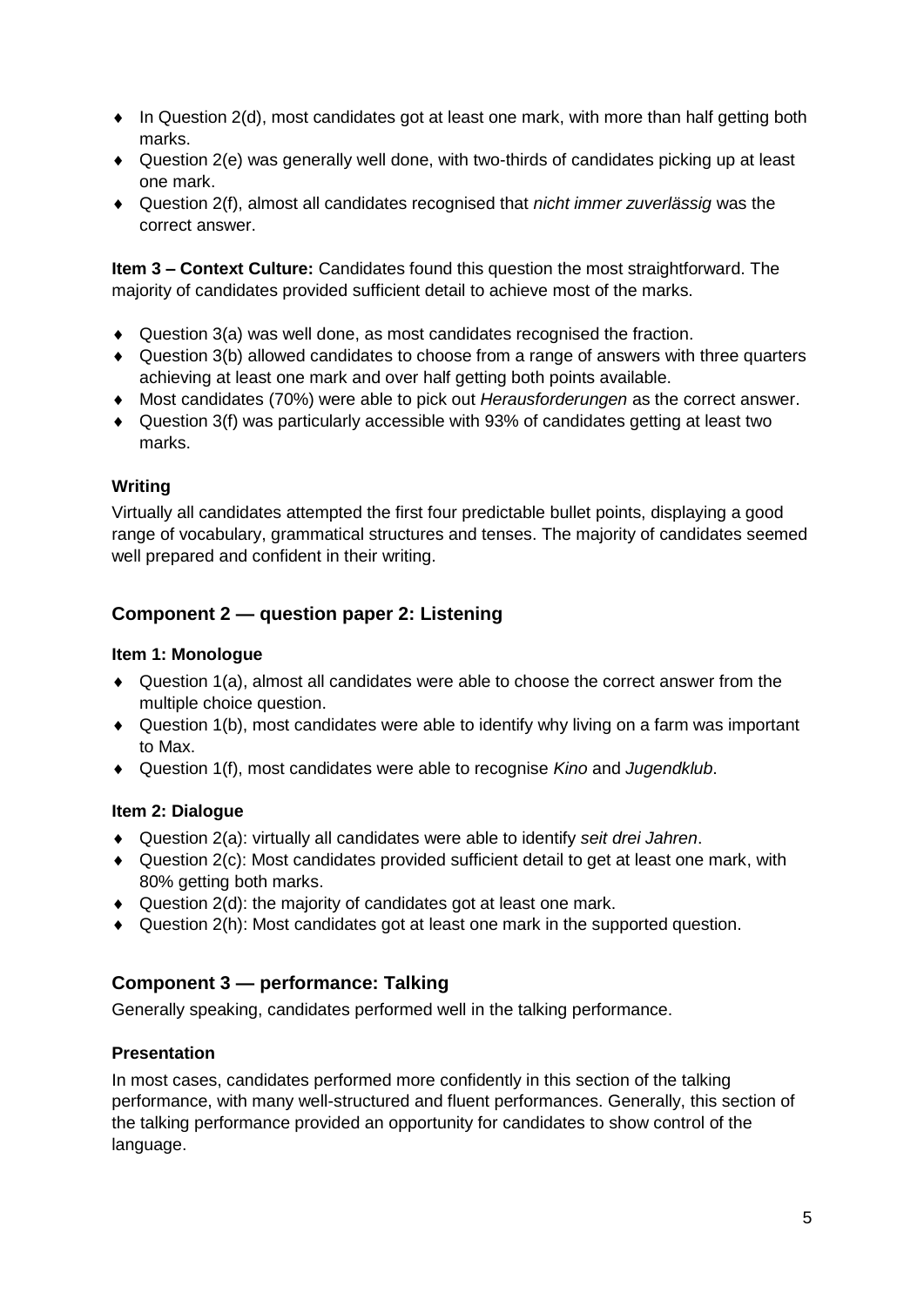- In Question 2(d), most candidates got at least one mark, with more than half getting both marks.
- Question 2(e) was generally well done, with two-thirds of candidates picking up at least one mark.
- Question 2(f), almost all candidates recognised that *nicht immer zuverlässig* was the correct answer.

**Item 3 – Context Culture:** Candidates found this question the most straightforward. The majority of candidates provided sufficient detail to achieve most of the marks.

- Question 3(a) was well done, as most candidates recognised the fraction.
- Question 3(b) allowed candidates to choose from a range of answers with three quarters achieving at least one mark and over half getting both points available.
- Most candidates (70%) were able to pick out *Herausforderungen* as the correct answer.
- Question 3(f) was particularly accessible with 93% of candidates getting at least two marks.

### Writing

Virtually all candidates attempted the first four predictable bullet points, displaying a good range of vocabulary, grammatical structures and tenses. The majority of candidates seemed well prepared and confident in their writing.

## Component 2 — question paper 2: Listening

### Item 1: Monologue

- Question 1(a), almost all candidates were able to choose the correct answer from the multiple choice question.
- Question 1(b), most candidates were able to identify why living on a farm was important to Max.
- Question 1(f), most candidates were able to recognise *Kino* and *Jugendklub*.

### Item 2: Dialogue

- Question 2(a): virtually all candidates were able to identify *seit drei Jahren*.
- Question 2(c): Most candidates provided sufficient detail to get at least one mark, with 80% getting both marks.
- Question 2(d): the majority of candidates got at least one mark.
- Question 2(h): Most candidates got at least one mark in the supported question.

## Component 3 — performance: Talking

Generally speaking, candidates performed well in the talking performance.

### Presentation

In most cases, candidates performed more confidently in this section of the talking performance, with many well-structured and fluent performances. Generally, this section of the talking performance provided an opportunity for candidates to show control of the language.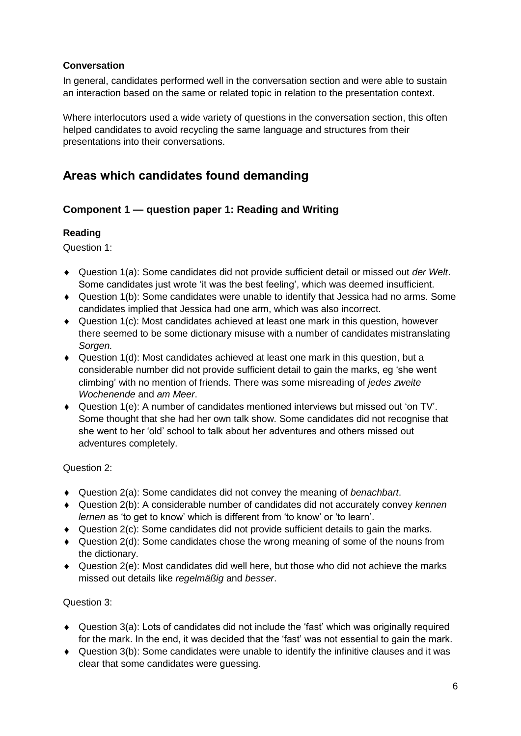### Conversation

In general, candidates performed well in the conversation section and were able to sustain an interaction based on the same or related topic in relation to the presentation context.

Where interlocutors used a wide variety of questions in the conversation section, this often helped candidates to avoid recycling the same language and structures from their presentations into their conversations.

## Areas which candidates found demanding

### Component 1 — question paper 1: Reading and Writing

#### Reading

Question 1:

- Question 1(a): Some candidates did not provide sufficient detail or missed out *der Welt*. Some candidates just wrote 'it was the best feeling', which was deemed insufficient.
- Question 1(b): Some candidates were unable to identify that Jessica had no arms. Some candidates implied that Jessica had one arm, which was also incorrect.
- Question 1(c): Most candidates achieved at least one mark in this question, however there seemed to be some dictionary misuse with a number of candidates mistranslating *Sorgen.*
- Question 1(d): Most candidates achieved at least one mark in this question, but a considerable number did not provide sufficient detail to gain the marks, eg 'she went climbing' with no mention of friends. There was some misreading of *jedes zweite Wochenende* and *am Meer*.
- Question 1(e): A number of candidates mentioned interviews but missed out 'on TV'. Some thought that she had her own talk show. Some candidates did not recognise that she went to her 'old' school to talk about her adventures and others missed out adventures completely.

Question 2:

- Question 2(a): Some candidates did not convey the meaning of *benachbart*.
- Question 2(b): A considerable number of candidates did not accurately convey *kennen lernen* as 'to get to know' which is different from 'to know' or 'to learn'.
- Question 2(c): Some candidates did not provide sufficient details to gain the marks.
- Question 2(d): Some candidates chose the wrong meaning of some of the nouns from the dictionary.
- Question 2(e): Most candidates did well here, but those who did not achieve the marks missed out details like *regelmäßig* and *besser*.

Question 3:

- Question 3(a): Lots of candidates did not include the 'fast' which was originally required for the mark. In the end, it was decided that the 'fast' was not essential to gain the mark.
- Question 3(b): Some candidates were unable to identify the infinitive clauses and it was clear that some candidates were guessing.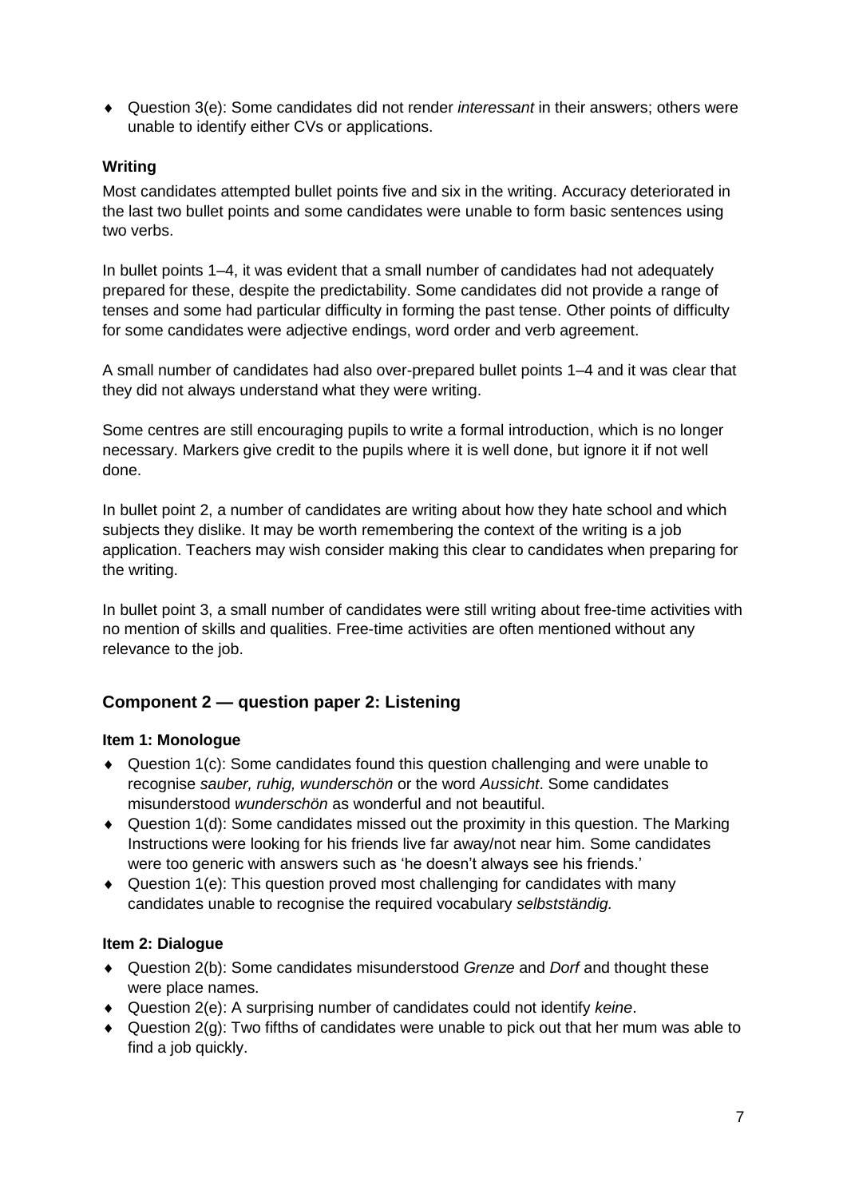- Question 3(e): Some candidates did not render *interessant* in their answers; others were unable to identify either CVs or applications.

### Writing

Most candidates attempted bullet points five and six in the writing. Accuracy deteriorated in the last two bullet points and some candidates were unable to form basic sentences using two verbs.

In bullet points 1–4, it was evident that a small number of candidates had not adequately prepared for these, despite the predictability. Some candidates did not provide a range of tenses and some had particular difficulty in forming the past tense. Other points of difficulty for some candidates were adjective endings, word order and verb agreement.

A small number of candidates had also over-prepared bullet points 1–4 and it was clear that they did not always understand what they were writing.

Some centres are still encouraging pupils to write a formal introduction, which is no longer necessary. Markers give credit to the pupils where it is well done, but ignore it if not well done.

In bullet point 2, a number of candidates are writing about how they hate school and which subjects they dislike. It may be worth remembering the context of the writing is a job application. Teachers may wish consider making this clear to candidates when preparing for the writing.

In bullet point 3, a small number of candidates were still writing about free-time activities with no mention of skills and qualities. Free-time activities are often mentioned without any relevance to the job.

## Component 2 — question paper 2: Listening

### Item 1: Monologue

- Question 1(c): Some candidates found this question challenging and were unable to recognise *sauber, ruhig, wunderschön* or the word *Aussicht*. Some candidates misunderstood *wunderschön* as wonderful and not beautiful.
- Question 1(d): Some candidates missed out the proximity in this question. The Marking Instructions were looking for his friends live far away/not near him. Some candidates were too generic with answers such as 'he doesn't always see his friends.'
- Question 1(e): This question proved most challenging for candidates with many candidates unable to recognise the required vocabulary *selbstständig.*

### Item 2: Dialogue

- Question 2(b): Some candidates misunderstood *Grenze* and *Dorf* and thought these were place names.
- Question 2(e): A surprising number of candidates could not identify *keine*.
- Question 2(g): Two fifths of candidates were unable to pick out that her mum was able to find a job quickly.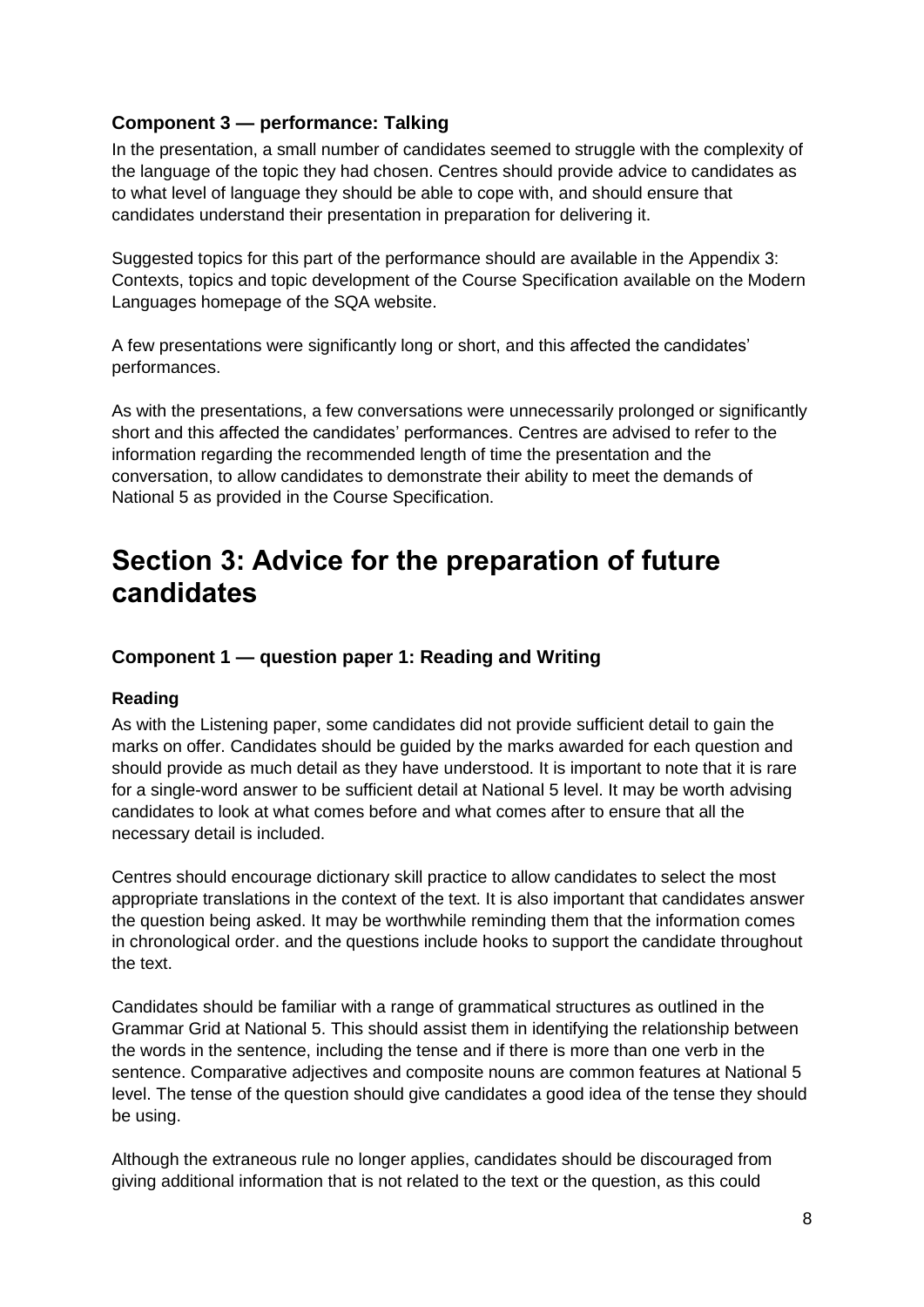### Component 3 — performance: Talking

In the presentation, a small number of candidates seemed to struggle with the complexity of the language of the topic they had chosen. Centres should provide advice to candidates as to what level of language they should be able to cope with, and should ensure that candidates understand their presentation in preparation for delivering it.

Suggested topics for this part of the performance should are available in the Appendix 3: Contexts, topics and topic development of the Course Specification available on the Modern Languages homepage of the SQA website.

A few presentations were significantly long or short, and this affected the candidates' performances.

As with the presentations, a few conversations were unnecessarily prolonged or significantly short and this affected the candidates' performances. Centres are advised to refer to the information regarding the recommended length of time the presentation and the conversation, to allow candidates to demonstrate their ability to meet the demands of National 5 as provided in the Course Specification.

# Section 3: Advice for the preparation of future candidates

### Component 1 — question paper 1: Reading and Writing

#### Reading

As with the Listening paper, some candidates did not provide sufficient detail to gain the marks on offer. Candidates should be guided by the marks awarded for each question and should provide as much detail as they have understood. It is important to note that it is rare for a single-word answer to be sufficient detail at National 5 level. It may be worth advising candidates to look at what comes before and what comes after to ensure that all the necessary detail is included.

Centres should encourage dictionary skill practice to allow candidates to select the most appropriate translations in the context of the text. It is also important that candidates answer the question being asked. It may be worthwhile reminding them that the information comes in chronological order. and the questions include hooks to support the candidate throughout the text.

Candidates should be familiar with a range of grammatical structures as outlined in the Grammar Grid at National 5. This should assist them in identifying the relationship between the words in the sentence, including the tense and if there is more than one verb in the sentence. Comparative adjectives and composite nouns are common features at National 5 level. The tense of the question should give candidates a good idea of the tense they should be using.

Although the extraneous rule no longer applies, candidates should be discouraged from giving additional information that is not related to the text or the question, as this could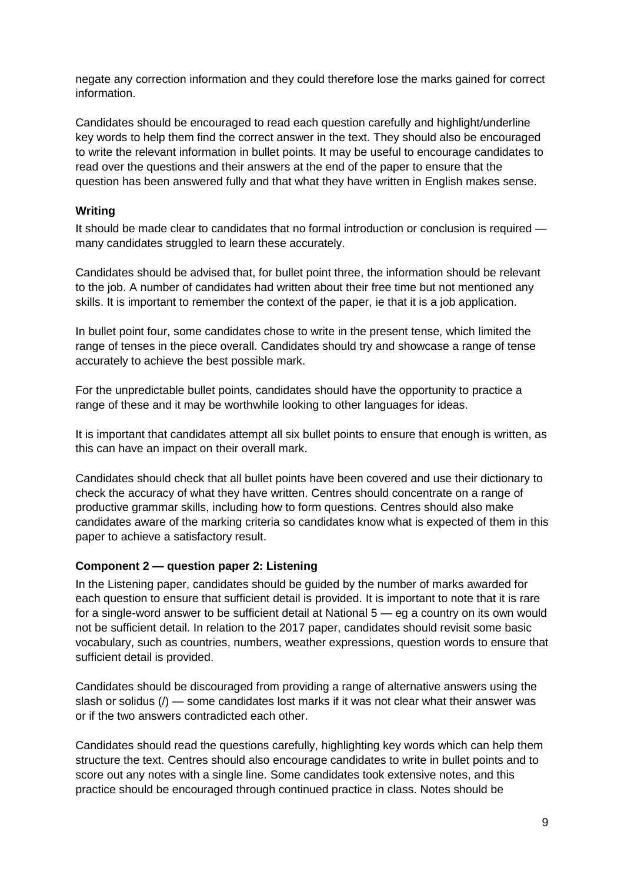negate any correction information and they could therefore lose the marks gained for correct information.

Candidates should be encouraged to read each question carefully and highlight/underline key words to help them find the correct answer in the text. They should also be encouraged to write the relevant information in bullet points. It may be useful to encourage candidates to read over the questions and their answers at the end of the paper to ensure that the question has been answered fully and that what they have written in English makes sense.

**Writing**

It should be made clear to candidates that no formal introduction or conclusion is required — many candidates struggled to learn these accurately.

Candidates should be advised that, for bullet point three, the information should be relevant to the job. A number of candidates had written about their free time but not mentioned any skills. It is important to remember the context of the paper, ie that it is a job application.

In bullet point four, some candidates chose to write in the present tense, which limited the range of tenses in the piece overall. Candidates should try and showcase a range of tense accurately to achieve the best possible mark.

For the unpredictable bullet points, candidates should have the opportunity to practice a range of these and it may be worthwhile looking to other languages for ideas.

It is important that candidates attempt all six bullet points to ensure that enough is written, as this can have an impact on their overall mark.

Candidates should check that all bullet points have been covered and use their dictionary to check the accuracy of what they have written. Centres should concentrate on a range of productive grammar skills, including how to form questions. Centres should also make candidates aware of the marking criteria so candidates know what is expected of them in this paper to achieve a satisfactory result.

**Component 2 — question paper 2: Listening**

In the Listening paper, candidates should be guided by the number of marks awarded for each question to ensure that sufficient detail is provided. It is important to note that it is rare for a single-word answer to be sufficient detail at National 5 — eg a country on its own would not be sufficient detail. In relation to the 2017 paper, candidates should revisit some basic vocabulary, such as countries, numbers, weather expressions, question words to ensure that sufficient detail is provided.

Candidates should be discouraged from providing a range of alternative answers using the slash or solidus (/) — some candidates lost marks if it was not clear what their answer was or if the two answers contradicted each other.

Candidates should read the questions carefully, highlighting key words which can help them structure the text. Centres should also encourage candidates to write in bullet points and to score out any notes with a single line. Some candidates took extensive notes, and this practice should be encouraged through continued practice in class. Notes should be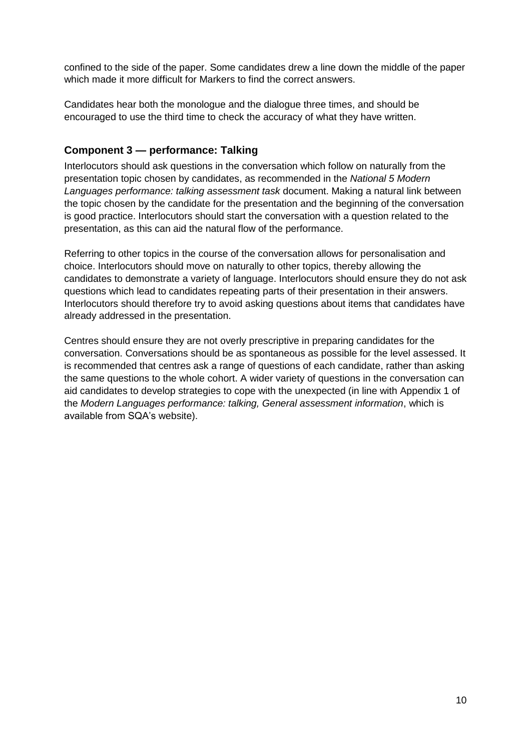confined to the side of the paper. Some candidates drew a line down the middle of the paper which made it more difficult for Markers to find the correct answers.

Candidates hear both the monologue and the dialogue three times, and should be encouraged to use the third time to check the accuracy of what they have written.

### Component 3 — performance: Talking

Interlocutors should ask questions in the conversation which follow on naturally from the presentation topic chosen by candidates, as recommended in the *National 5 Modern Languages performance: talking assessment task* document. Making a natural link between the topic chosen by the candidate for the presentation and the beginning of the conversation is good practice. Interlocutors should start the conversation with a question related to the presentation, as this can aid the natural flow of the performance.

Referring to other topics in the course of the conversation allows for personalisation and choice. Interlocutors should move on naturally to other topics, thereby allowing the candidates to demonstrate a variety of language. Interlocutors should ensure they do not ask questions which lead to candidates repeating parts of their presentation in their answers. Interlocutors should therefore try to avoid asking questions about items that candidates have already addressed in the presentation.

Centres should ensure they are not overly prescriptive in preparing candidates for the conversation. Conversations should be as spontaneous as possible for the level assessed. It is recommended that centres ask a range of questions of each candidate, rather than asking the same questions to the whole cohort. A wider variety of questions in the conversation can aid candidates to develop strategies to cope with the unexpected (in line with Appendix 1 of the *Modern Languages performance: talking, General assessment information*, which is available from SQA's website).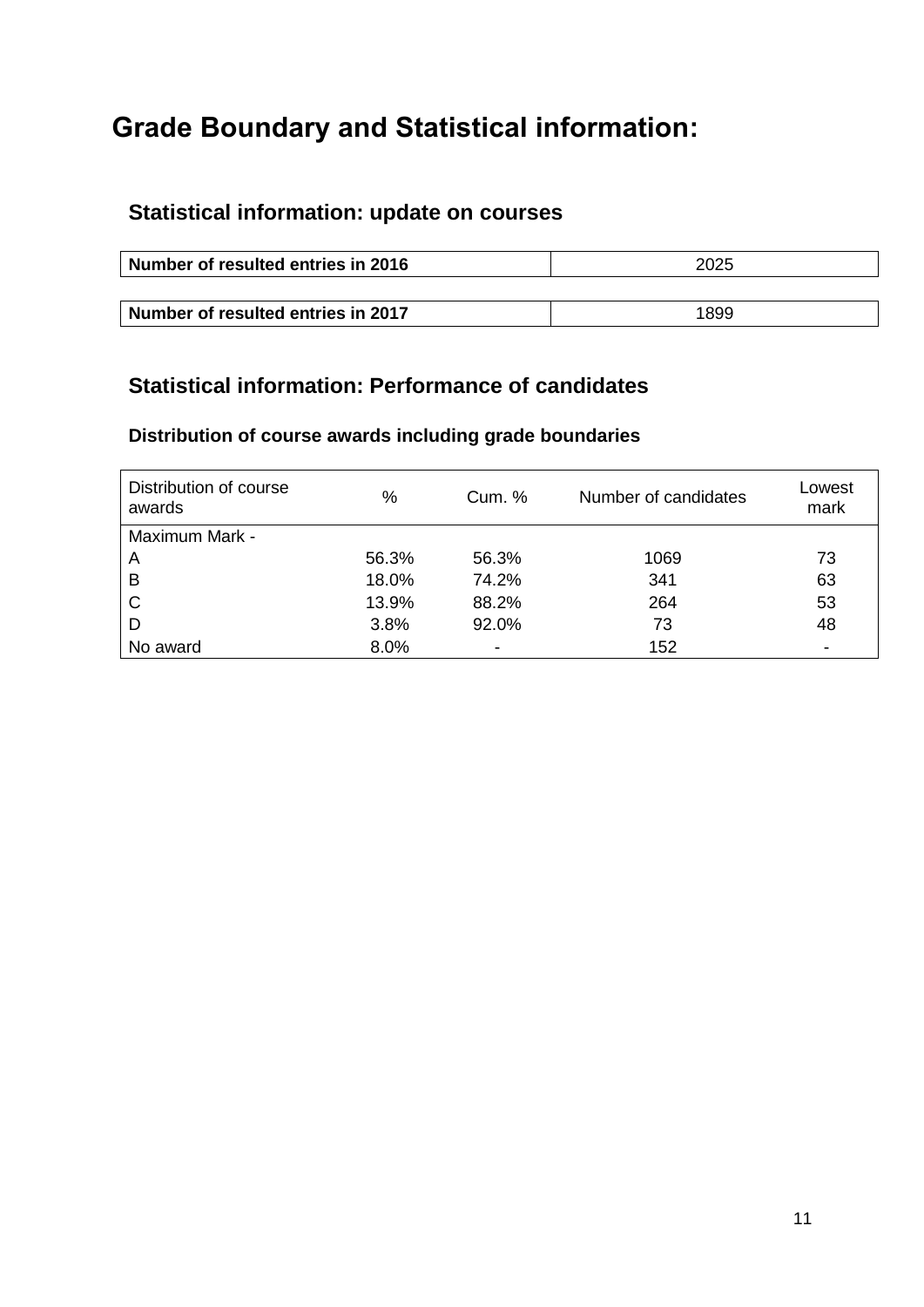# Grade Boundary and Statistical information:

## Statistical information: update on courses

| Number of resulted entries in 2016 | 2025 |
|---|---|

| Number of resulted entries in 2017 | 1899 |
|---|---|

## Statistical information: Performance of candidates

### Distribution of course awards including grade boundaries

| Distribution of course awards | % | Cum. % | Number of candidates | Lowest mark |
|---|---|---|---|---|
| Maximum Mark - | | | | |
| A | 56.3% | 56.3% | 1069 | 73 |
| B | 18.0% | 74.2% | 341 | 63 |
| C | 13.9% | 88.2% | 264 | 53 |
| D | 3.8% | 92.0% | 73 | 48 |
| No award | 8.0% | - | 152 | - |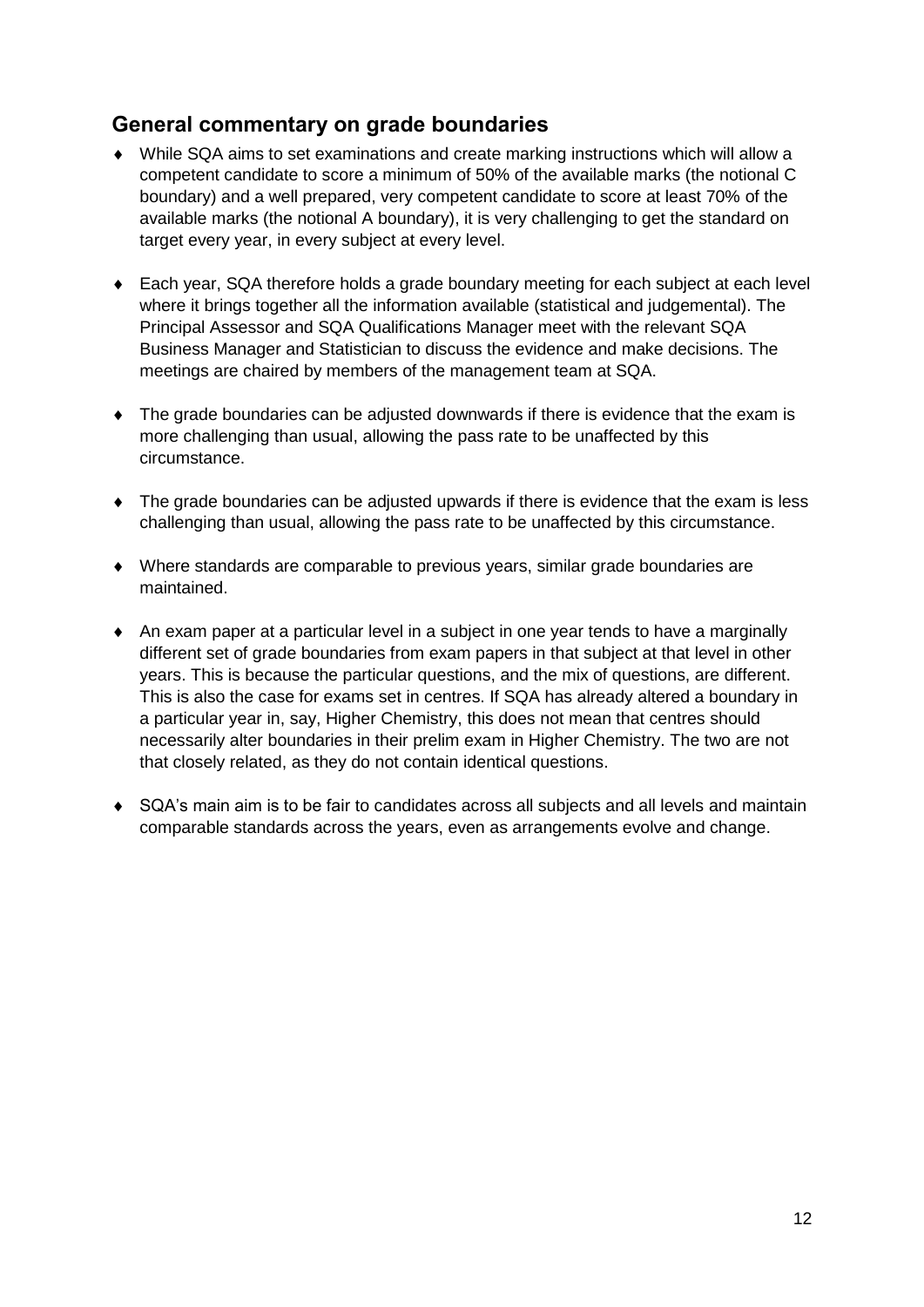## General commentary on grade boundaries

- While SQA aims to set examinations and create marking instructions which will allow a competent candidate to score a minimum of 50% of the available marks (the notional C boundary) and a well prepared, very competent candidate to score at least 70% of the available marks (the notional A boundary), it is very challenging to get the standard on target every year, in every subject at every level.
- Each year, SQA therefore holds a grade boundary meeting for each subject at each level where it brings together all the information available (statistical and judgemental). The Principal Assessor and SQA Qualifications Manager meet with the relevant SQA Business Manager and Statistician to discuss the evidence and make decisions. The meetings are chaired by members of the management team at SQA.
- The grade boundaries can be adjusted downwards if there is evidence that the exam is more challenging than usual, allowing the pass rate to be unaffected by this circumstance.
- The grade boundaries can be adjusted upwards if there is evidence that the exam is less challenging than usual, allowing the pass rate to be unaffected by this circumstance.
- Where standards are comparable to previous years, similar grade boundaries are maintained.
- An exam paper at a particular level in a subject in one year tends to have a marginally different set of grade boundaries from exam papers in that subject at that level in other years. This is because the particular questions, and the mix of questions, are different. This is also the case for exams set in centres. If SQA has already altered a boundary in a particular year in, say, Higher Chemistry, this does not mean that centres should necessarily alter boundaries in their prelim exam in Higher Chemistry. The two are not that closely related, as they do not contain identical questions.
- SQA's main aim is to be fair to candidates across all subjects and all levels and maintain comparable standards across the years, even as arrangements evolve and change.